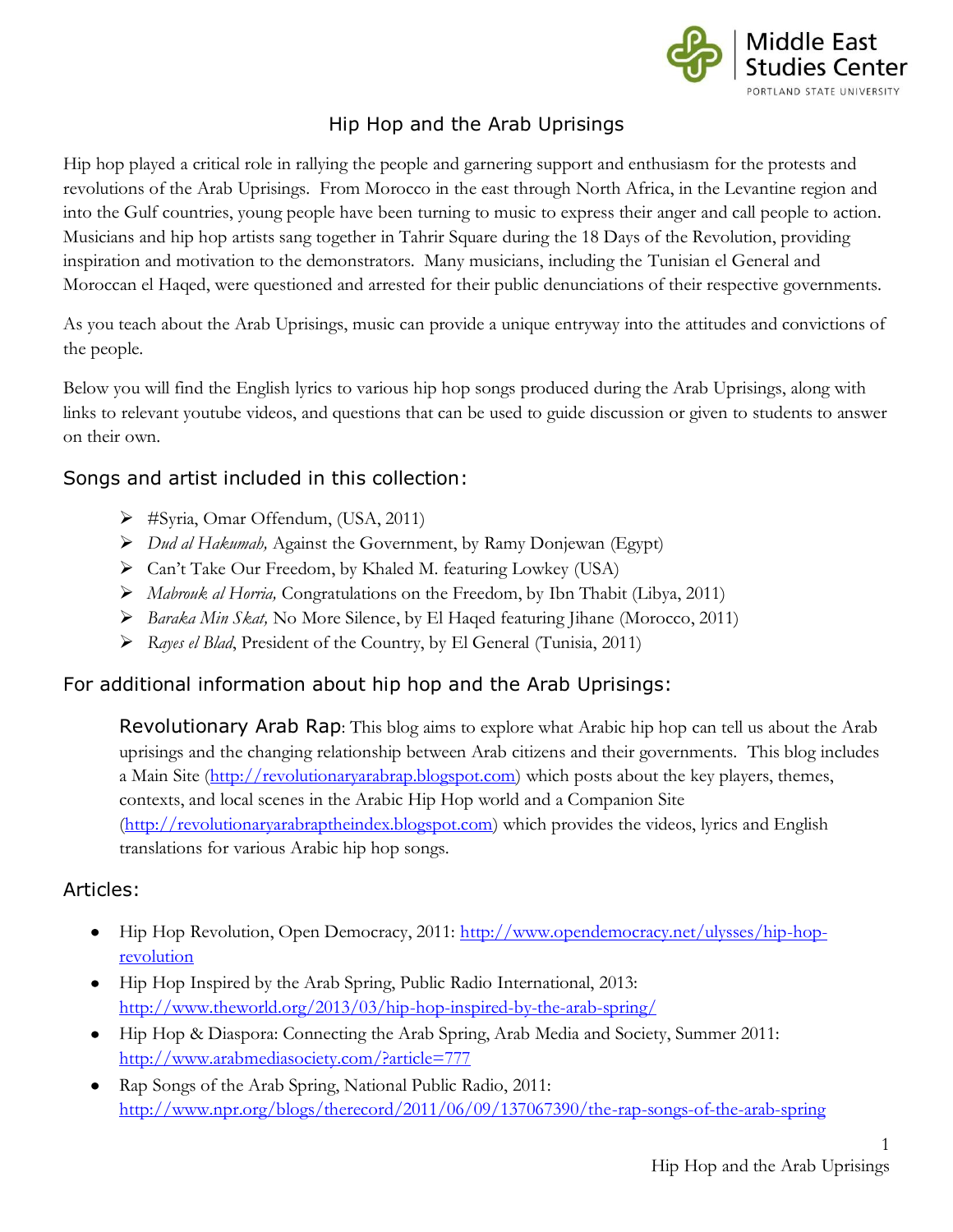Middle East Studies Center
PORTLAND STATE UNIVERSITY

# Hip Hop and the Arab Uprisings

Hip hop played a critical role in rallying the people and garnering support and enthusiasm for the protests and revolutions of the Arab Uprisings. From Morocco in the east through North Africa, in the Levantine region and into the Gulf countries, young people have been turning to music to express their anger and call people to action. Musicians and hip hop artists sang together in Tahrir Square during the 18 Days of the Revolution, providing inspiration and motivation to the demonstrators. Many musicians, including the Tunisian el General and Moroccan el Haqed, were questioned and arrested for their public denunciations of their respective governments.

As you teach about the Arab Uprisings, music can provide a unique entryway into the attitudes and convictions of the people.

Below you will find the English lyrics to various hip hop songs produced during the Arab Uprisings, along with links to relevant youtube videos, and questions that can be used to guide discussion or given to students to answer on their own.

## Songs and artist included in this collection:

- #Syria, Omar Offendum, (USA, 2011)
- *Dud al Hakumah,* Against the Government, by Ramy Donjewan (Egypt)
- Can't Take Our Freedom, by Khaled M. featuring Lowkey (USA)
- *Mabrouk al Horria,* Congratulations on the Freedom, by Ibn Thabit (Libya, 2011)
- *Baraka Min Skat,* No More Silence, by El Haqed featuring Jihane (Morocco, 2011)
- *Rayes el Blad*, President of the Country, by El General (Tunisia, 2011)

## For additional information about hip hop and the Arab Uprisings:

**Revolutionary Arab Rap**: This blog aims to explore what Arabic hip hop can tell us about the Arab uprisings and the changing relationship between Arab citizens and their governments. This blog includes a Main Site (http://revolutionaryarabrap.blogspot.com) which posts about the key players, themes, contexts, and local scenes in the Arabic Hip Hop world and a Companion Site (http://revolutionaryarabraptheindex.blogspot.com) which provides the videos, lyrics and English translations for various Arabic hip hop songs.

## Articles:

- Hip Hop Revolution, Open Democracy, 2011: http://www.opendemocracy.net/ulysses/hip-hop-revolution
- Hip Hop Inspired by the Arab Spring, Public Radio International, 2013: http://www.theworld.org/2013/03/hip-hop-inspired-by-the-arab-spring/
- Hip Hop & Diaspora: Connecting the Arab Spring, Arab Media and Society, Summer 2011: http://www.arabmediasociety.com/?article=777
- Rap Songs of the Arab Spring, National Public Radio, 2011: http://www.npr.org/blogs/therecord/2011/06/09/137067390/the-rap-songs-of-the-arab-spring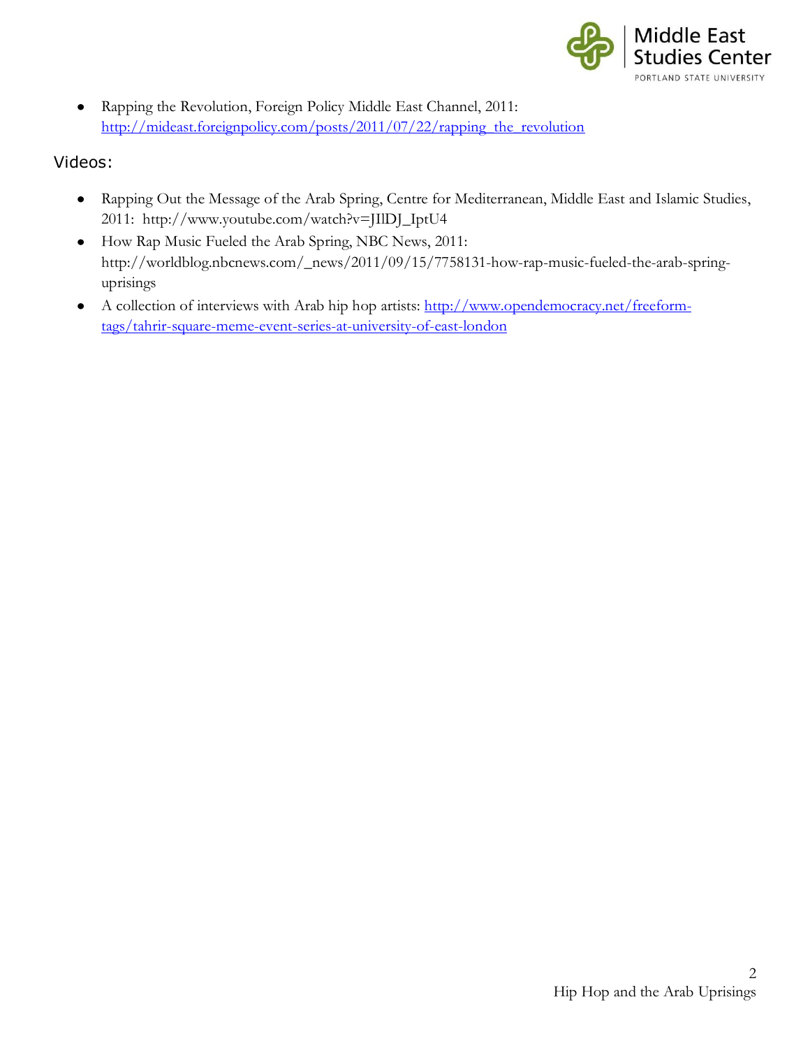- Rapping the Revolution, Foreign Policy Middle East Channel, 2011: [http://mideast.foreignpolicy.com/posts/2011/07/22/rapping_the_revolution](http://mideast.foreignpolicy.com/posts/2011/07/22/rapping_the_revolution)

## Videos:

- Rapping Out the Message of the Arab Spring, Centre for Mediterranean, Middle East and Islamic Studies, 2011: http://www.youtube.com/watch?v=JIlDJ_IptU4
- How Rap Music Fueled the Arab Spring, NBC News, 2011: http://worldblog.nbcnews.com/_news/2011/09/15/7758131-how-rap-music-fueled-the-arab-spring-uprisings
- A collection of interviews with Arab hip hop artists: [http://www.opendemocracy.net/freeform-tags/tahrir-square-meme-event-series-at-university-of-east-london](http://www.opendemocracy.net/freeform-tags/tahrir-square-meme-event-series-at-university-of-east-london)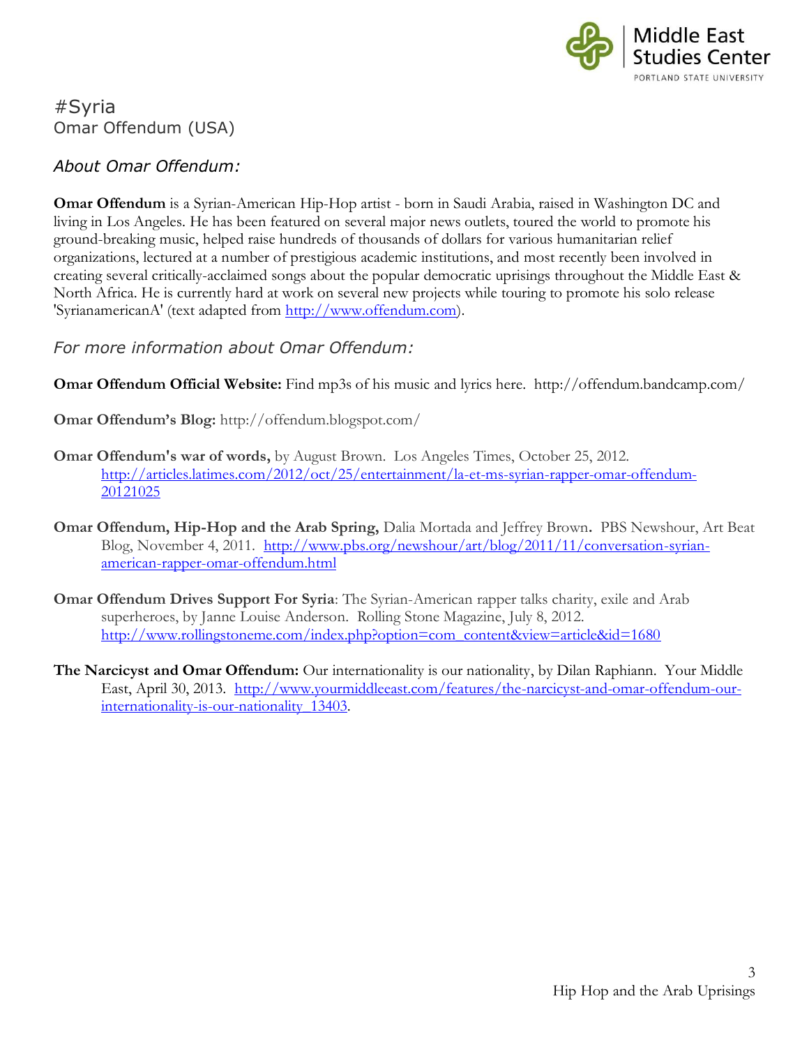# #Syria
Omar Offendum (USA)

## *About Omar Offendum:*

**Omar Offendum** is a Syrian-American Hip-Hop artist - born in Saudi Arabia, raised in Washington DC and living in Los Angeles. He has been featured on several major news outlets, toured the world to promote his ground-breaking music, helped raise hundreds of thousands of dollars for various humanitarian relief organizations, lectured at a number of prestigious academic institutions, and most recently been involved in creating several critically-acclaimed songs about the popular democratic uprisings throughout the Middle East & North Africa. He is currently hard at work on several new projects while touring to promote his solo release 'SyrianamericanA' (text adapted from http://www.offendum.com).

## *For more information about Omar Offendum:*

**Omar Offendum Official Website:** Find mp3s of his music and lyrics here. http://offendum.bandcamp.com/

**Omar Offendum's Blog:** http://offendum.blogspot.com/

**Omar Offendum's war of words,** by August Brown. Los Angeles Times, October 25, 2012. http://articles.latimes.com/2012/oct/25/entertainment/la-et-ms-syrian-rapper-omar-offendum-20121025

**Omar Offendum, Hip-Hop and the Arab Spring,** Dalia Mortada and Jeffrey Brown**.** PBS Newshour, Art Beat Blog, November 4, 2011. http://www.pbs.org/newshour/art/blog/2011/11/conversation-syrian-american-rapper-omar-offendum.html

**Omar Offendum Drives Support For Syria**: The Syrian-American rapper talks charity, exile and Arab superheroes, by Janne Louise Anderson. Rolling Stone Magazine, July 8, 2012. http://www.rollingstoneme.com/index.php?option=com_content&view=article&id=1680

**The Narcicyst and Omar Offendum:** Our internationality is our nationality, by Dilan Raphiann. Your Middle East, April 30, 2013. http://www.yourmiddleeast.com/features/the-narcicyst-and-omar-offendum-our-internationality-is-our-nationality_13403.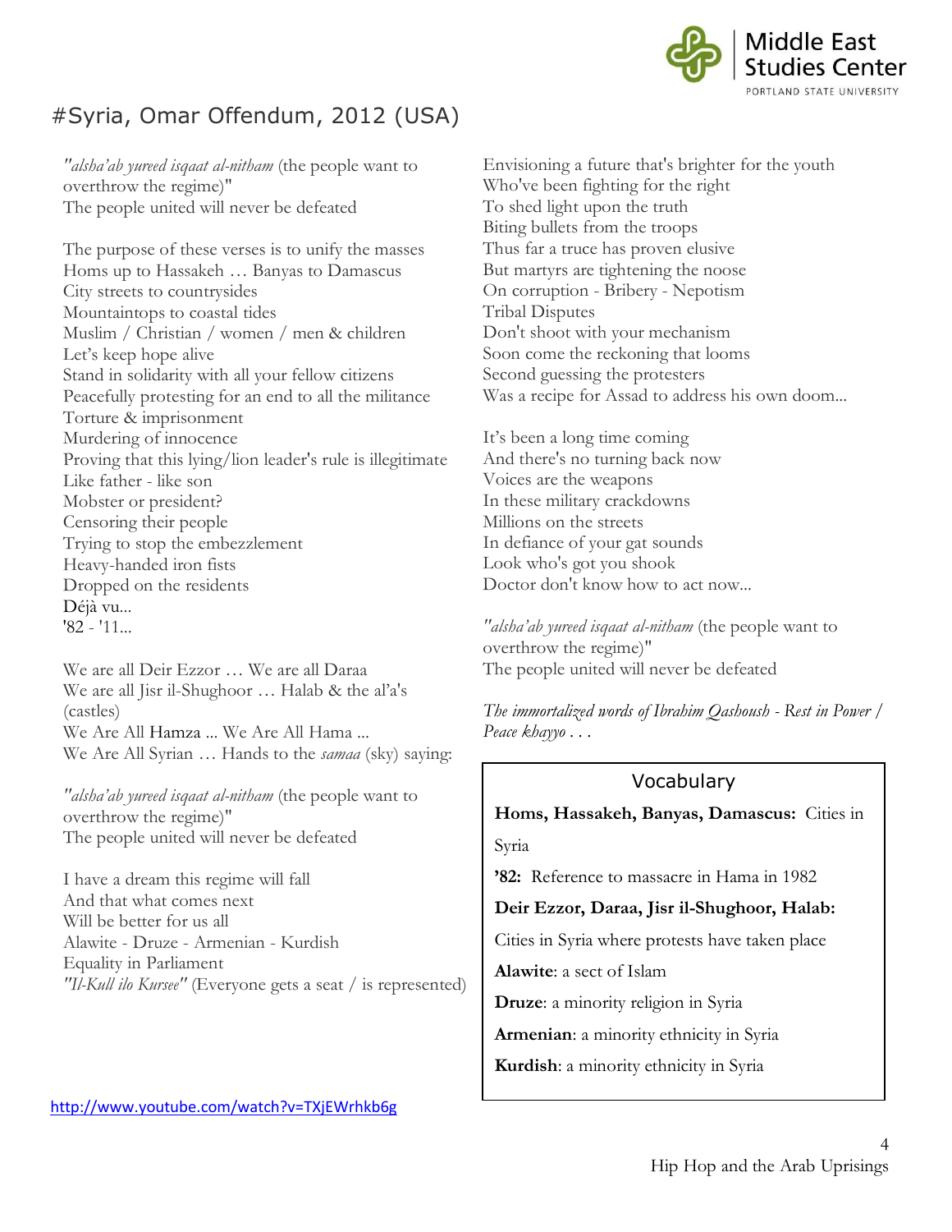# #Syria, Omar Offendum, 2012 (USA)

*"alsha'ab yureed isqaat al-nitham* (the people want to overthrow the regime)"
The people united will never be defeated

The purpose of these verses is to unify the masses
Homs up to Hassakeh … Banyas to Damascus
City streets to countrysides
Mountaintops to coastal tides
Muslim / Christian / women / men & children
Let's keep hope alive
Stand in solidarity with all your fellow citizens
Peacefully protesting for an end to all the militance
Torture & imprisonment
Murdering of innocence
Proving that this lying/lion leader's rule is illegitimate
Like father - like son
Mobster or president?
Censoring their people
Trying to stop the embezzlement
Heavy-handed iron fists
Dropped on the residents
Déjà vu...
'82 - '11...

We are all Deir Ezzor … We are all Daraa
We are all Jisr il-Shughoor … Halab & the al'a's (castles)
We Are All Hamza ... We Are All Hama ...
We Are All Syrian … Hands to the *samaa* (sky) saying:

*"alsha'ab yureed isqaat al-nitham* (the people want to overthrow the regime)"
The people united will never be defeated

I have a dream this regime will fall
And that what comes next
Will be better for us all
Alawite - Druze - Armenian - Kurdish
Equality in Parliament
*"Il-Kull ilo Kursee"* (Everyone gets a seat / is represented)

Envisioning a future that's brighter for the youth
Who've been fighting for the right
To shed light upon the truth
Biting bullets from the troops
Thus far a truce has proven elusive
But martyrs are tightening the noose
On corruption - Bribery - Nepotism
Tribal Disputes
Don't shoot with your mechanism
Soon come the reckoning that looms
Second guessing the protesters
Was a recipe for Assad to address his own doom...

It's been a long time coming
And there's no turning back now
Voices are the weapons
In these military crackdowns
Millions on the streets
In defiance of your gat sounds
Look who's got you shook
Doctor don't know how to act now...

*"alsha'ab yureed isqaat al-nitham* (the people want to overthrow the regime)"
The people united will never be defeated

*The immortalized words of Ibrahim Qashoush - Rest in Power / Peace khayyo . . .*

## Vocabulary

**Homs, Hassakeh, Banyas, Damascus:** Cities in Syria

**'82:** Reference to massacre in Hama in 1982

**Deir Ezzor, Daraa, Jisr il-Shughoor, Halab:** Cities in Syria where protests have taken place

**Alawite**: a sect of Islam

**Druze**: a minority religion in Syria

**Armenian**: a minority ethnicity in Syria

**Kurdish**: a minority ethnicity in Syria

http://www.youtube.com/watch?v=TXjEWrhkb6g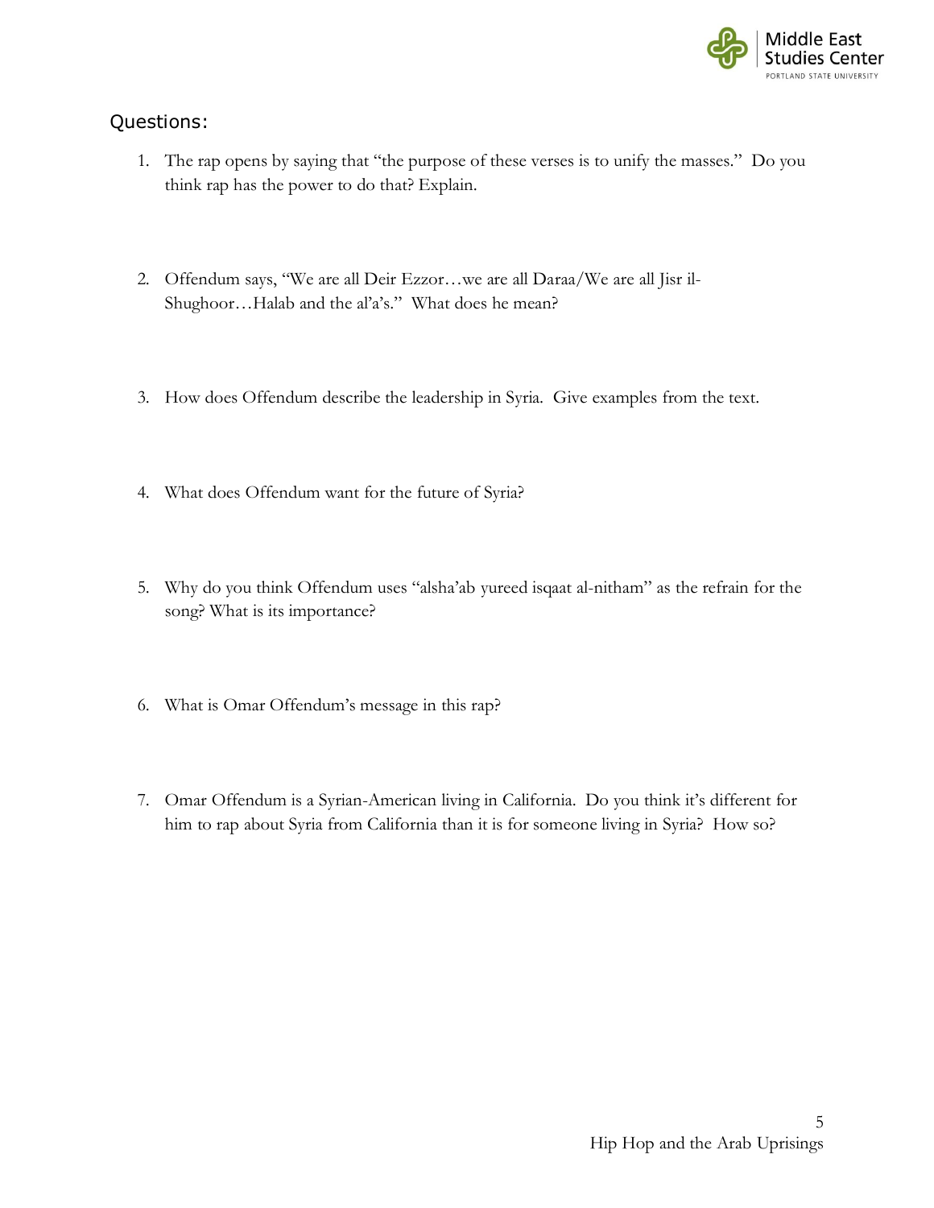## Questions:

1. The rap opens by saying that "the purpose of these verses is to unify the masses." Do you think rap has the power to do that? Explain.

2. Offendum says, "We are all Deir Ezzor…we are all Daraa/We are all Jisr il-Shughoor…Halab and the al'a's." What does he mean?

3. How does Offendum describe the leadership in Syria. Give examples from the text.

4. What does Offendum want for the future of Syria?

5. Why do you think Offendum uses "alsha'ab yureed isqaat al-nitham" as the refrain for the song? What is its importance?

6. What is Omar Offendum's message in this rap?

7. Omar Offendum is a Syrian-American living in California. Do you think it's different for him to rap about Syria from California than it is for someone living in Syria? How so?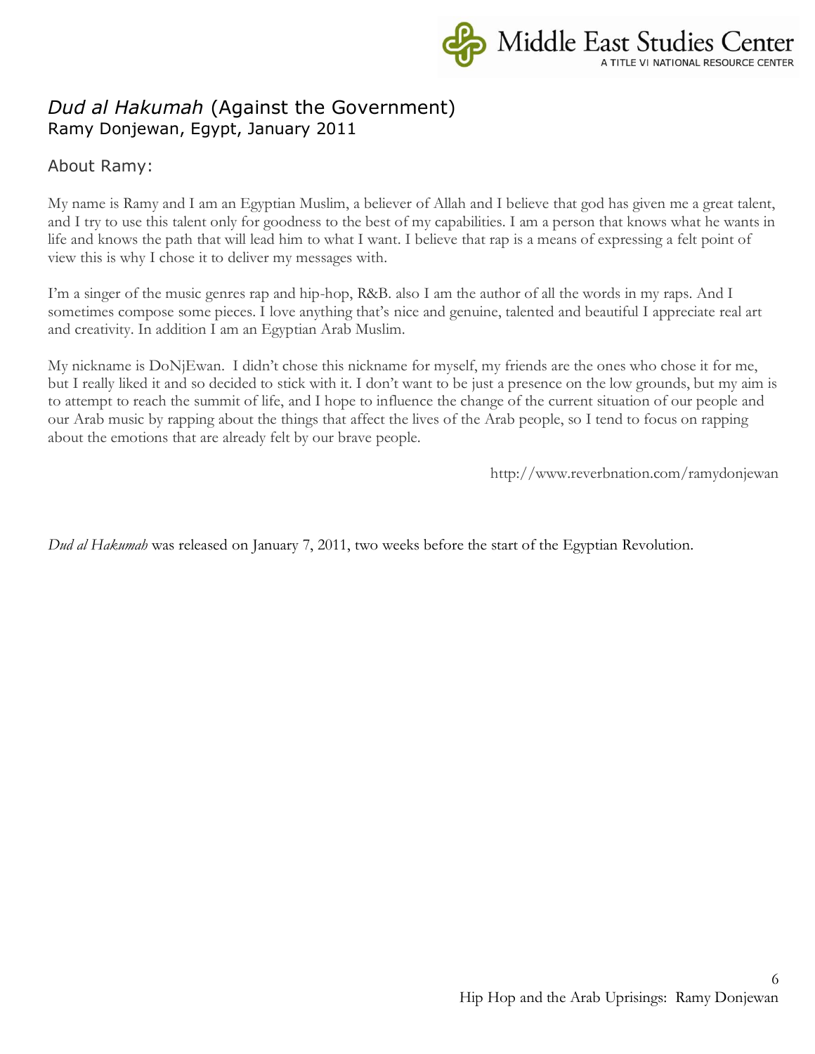# *Dud al Hakumah* (Against the Government)

Ramy Donjewan, Egypt, January 2011

## About Ramy:

My name is Ramy and I am an Egyptian Muslim, a believer of Allah and I believe that god has given me a great talent, and I try to use this talent only for goodness to the best of my capabilities. I am a person that knows what he wants in life and knows the path that will lead him to what I want. I believe that rap is a means of expressing a felt point of view this is why I chose it to deliver my messages with.

I'm a singer of the music genres rap and hip-hop, R&B. also I am the author of all the words in my raps. And I sometimes compose some pieces. I love anything that's nice and genuine, talented and beautiful I appreciate real art and creativity. In addition I am an Egyptian Arab Muslim.

My nickname is DoNjEwan. I didn't chose this nickname for myself, my friends are the ones who chose it for me, but I really liked it and so decided to stick with it. I don't want to be just a presence on the low grounds, but my aim is to attempt to reach the summit of life, and I hope to influence the change of the current situation of our people and our Arab music by rapping about the things that affect the lives of the Arab people, so I tend to focus on rapping about the emotions that are already felt by our brave people.

http://www.reverbnation.com/ramydonjewan

*Dud al Hakumah* was released on January 7, 2011, two weeks before the start of the Egyptian Revolution.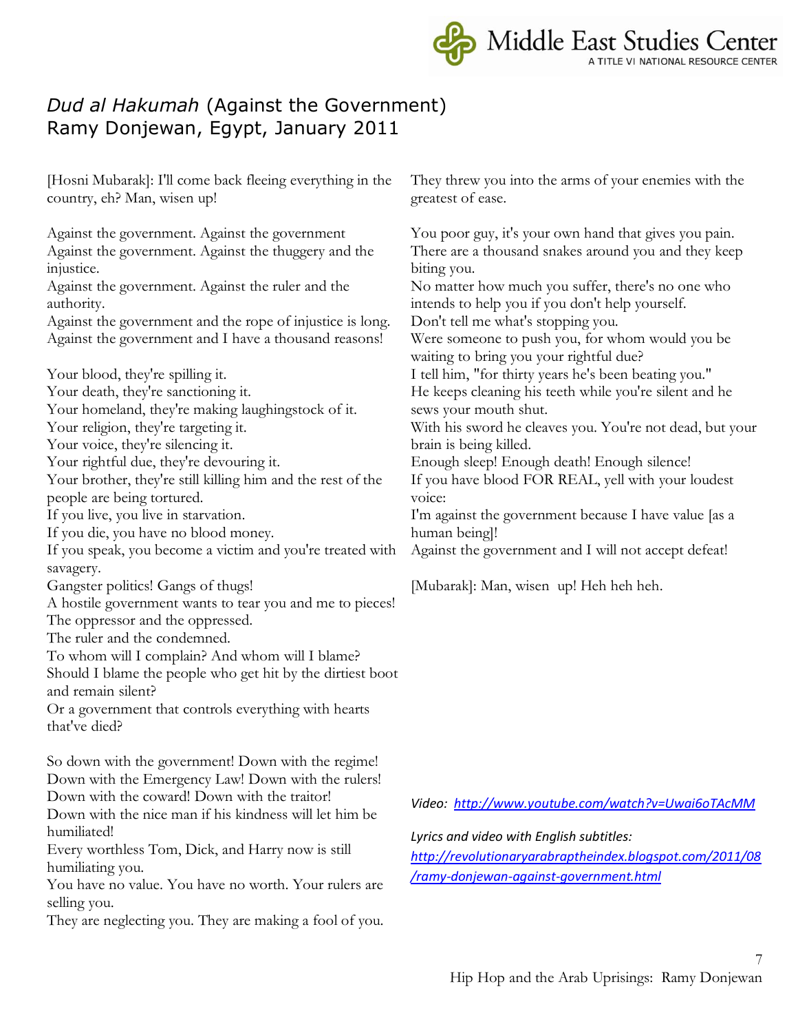# *Dud al Hakumah* (Against the Government)
## Ramy Donjewan, Egypt, January 2011

[Hosni Mubarak]: I'll come back fleeing everything in the country, eh? Man, wisen up!

Against the government. Against the government
Against the government. Against the thuggery and the injustice.
Against the government. Against the ruler and the authority.
Against the government and the rope of injustice is long.
Against the government and I have a thousand reasons!

Your blood, they're spilling it.
Your death, they're sanctioning it.
Your homeland, they're making laughingstock of it.
Your religion, they're targeting it.
Your voice, they're silencing it.
Your rightful due, they're devouring it.
Your brother, they're still killing him and the rest of the people are being tortured.
If you live, you live in starvation.
If you die, you have no blood money.
If you speak, you become a victim and you're treated with savagery.
Gangster politics! Gangs of thugs!
A hostile government wants to tear you and me to pieces!
The oppressor and the oppressed.
The ruler and the condemned.
To whom will I complain? And whom will I blame?
Should I blame the people who get hit by the dirtiest boot and remain silent?
Or a government that controls everything with hearts that've died?

So down with the government! Down with the regime!
Down with the Emergency Law! Down with the rulers!
Down with the coward! Down with the traitor!
Down with the nice man if his kindness will let him be humiliated!
Every worthless Tom, Dick, and Harry now is still humiliating you.
You have no value. You have no worth. Your rulers are selling you.
They are neglecting you. They are making a fool of you.
They threw you into the arms of your enemies with the greatest of ease.

You poor guy, it's your own hand that gives you pain.
There are a thousand snakes around you and they keep biting you.
No matter how much you suffer, there's no one who intends to help you if you don't help yourself.
Don't tell me what's stopping you.
Were someone to push you, for whom would you be waiting to bring you your rightful due?
I tell him, "for thirty years he's been beating you."
He keeps cleaning his teeth while you're silent and he sews your mouth shut.
With his sword he cleaves you. You're not dead, but your brain is being killed.
Enough sleep! Enough death! Enough silence!
If you have blood FOR REAL, yell with your loudest voice:
I'm against the government because I have value [as a human being]!
Against the government and I will not accept defeat!

[Mubarak]: Man, wisen up! Heh heh heh.

*Video: [http://www.youtube.com/watch?v=Uwai6oTAcMM](http://www.youtube.com/watch?v=Uwai6oTAcMM)*

*Lyrics and video with English subtitles:*
*[http://revolutionaryarabraptheindex.blogspot.com/2011/08/ramy-donjewan-against-government.html](http://revolutionaryarabraptheindex.blogspot.com/2011/08/ramy-donjewan-against-government.html)*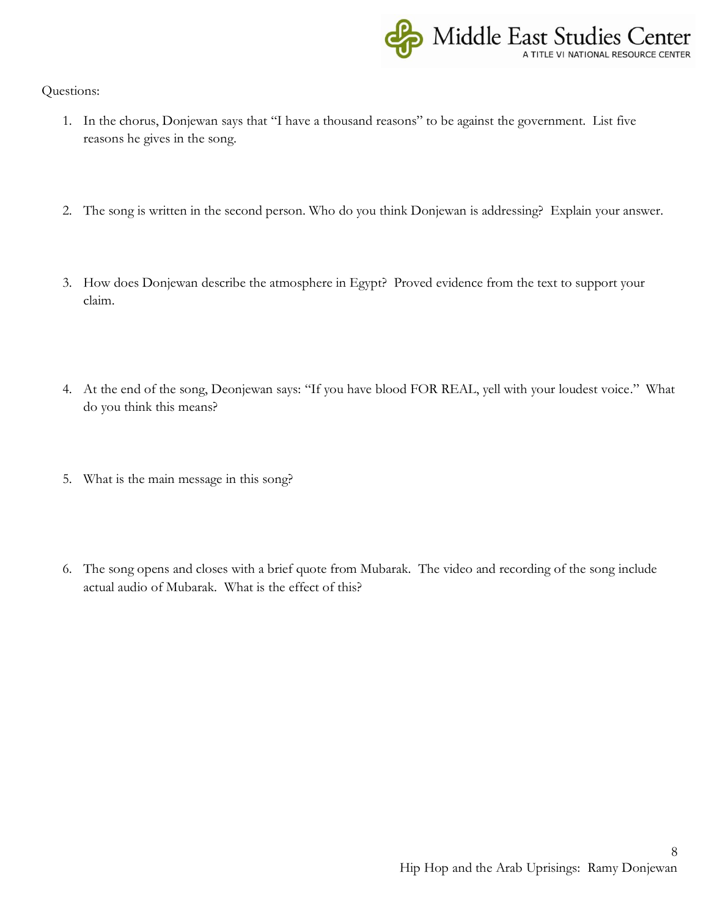Questions:

1. In the chorus, Donjewan says that "I have a thousand reasons" to be against the government. List five reasons he gives in the song.

2. The song is written in the second person. Who do you think Donjewan is addressing? Explain your answer.

3. How does Donjewan describe the atmosphere in Egypt? Proved evidence from the text to support your claim.

4. At the end of the song, Deonjewan says: "If you have blood FOR REAL, yell with your loudest voice." What do you think this means?

5. What is the main message in this song?

6. The song opens and closes with a brief quote from Mubarak. The video and recording of the song include actual audio of Mubarak. What is the effect of this?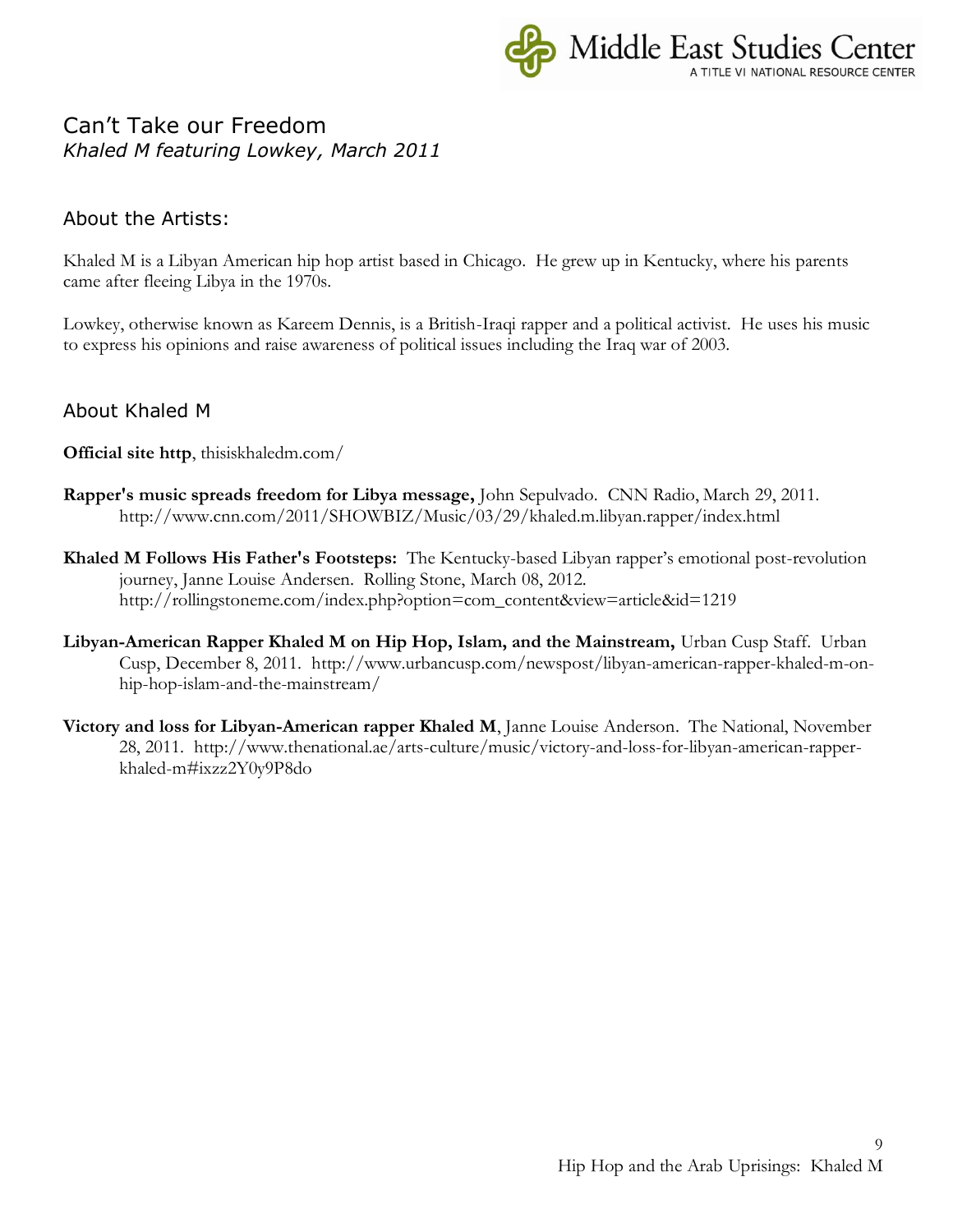## Can't Take our Freedom

*Khaled M featuring Lowkey, March 2011*

### About the Artists:

Khaled M is a Libyan American hip hop artist based in Chicago. He grew up in Kentucky, where his parents came after fleeing Libya in the 1970s.

Lowkey, otherwise known as Kareem Dennis, is a British-Iraqi rapper and a political activist. He uses his music to express his opinions and raise awareness of political issues including the Iraq war of 2003.

### About Khaled M

**Official site http**, thisiskhaledm.com/

**Rapper's music spreads freedom for Libya message,** John Sepulvado. CNN Radio, March 29, 2011. http://www.cnn.com/2011/SHOWBIZ/Music/03/29/khaled.m.libyan.rapper/index.html

**Khaled M Follows His Father's Footsteps:** The Kentucky-based Libyan rapper's emotional post-revolution journey, Janne Louise Andersen. Rolling Stone, March 08, 2012. http://rollingstoneme.com/index.php?option=com_content&view=article&id=1219

**Libyan-American Rapper Khaled M on Hip Hop, Islam, and the Mainstream,** Urban Cusp Staff. Urban Cusp, December 8, 2011. http://www.urbancusp.com/newspost/libyan-american-rapper-khaled-m-on-hip-hop-islam-and-the-mainstream/

**Victory and loss for Libyan-American rapper Khaled M**, Janne Louise Anderson. The National, November 28, 2011. http://www.thenational.ae/arts-culture/music/victory-and-loss-for-libyan-american-rapper-khaled-m#ixzz2Y0y9P8do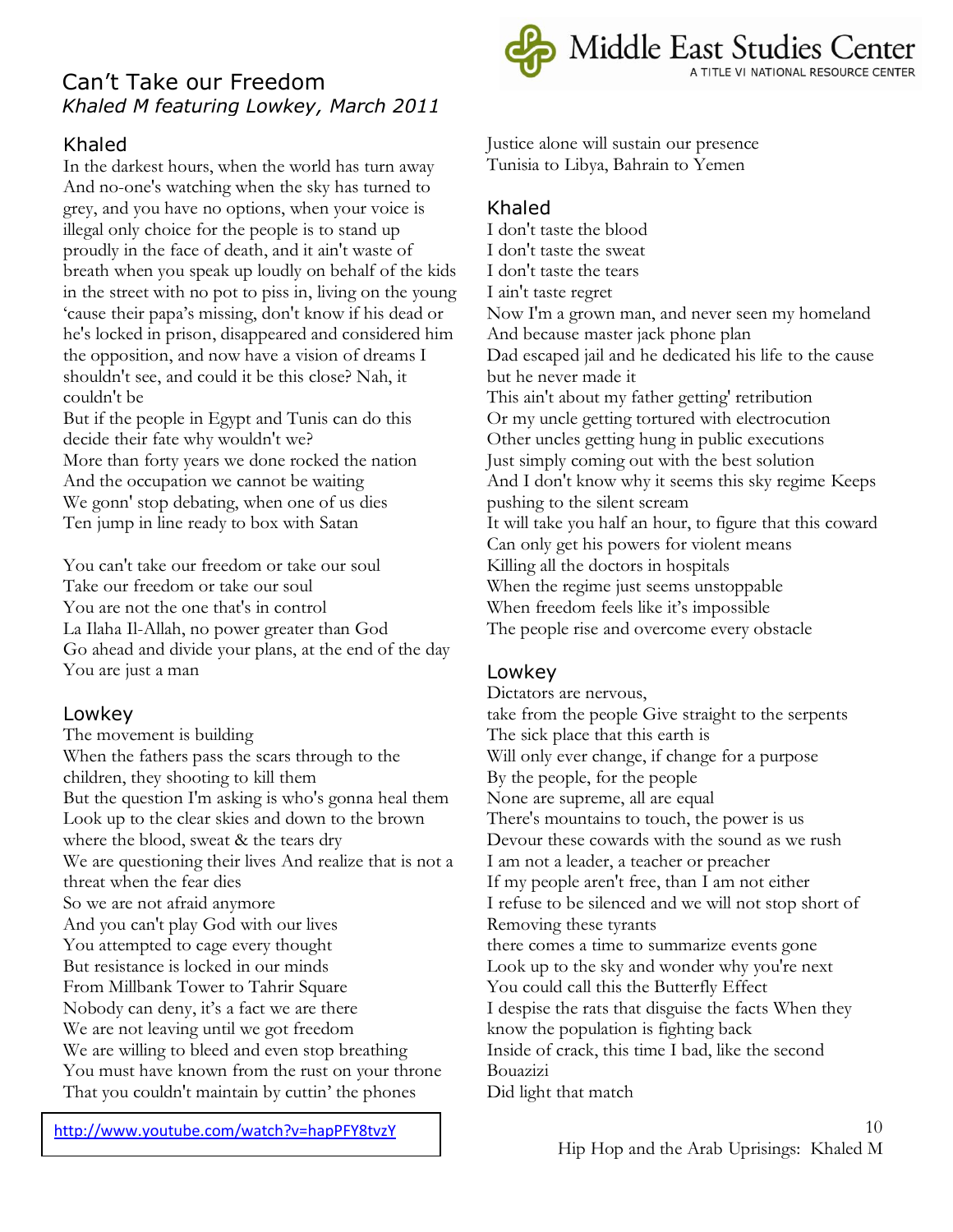## Can't Take our Freedom

*Khaled M featuring Lowkey, March 2011*

### Khaled

In the darkest hours, when the world has turn away
And no-one's watching when the sky has turned to grey, and you have no options, when your voice is illegal only choice for the people is to stand up proudly in the face of death, and it ain't waste of breath when you speak up loudly on behalf of the kids in the street with no pot to piss in, living on the young 'cause their papa's missing, don't know if his dead or he's locked in prison, disappeared and considered him the opposition, and now have a vision of dreams I shouldn't see, and could it be this close? Nah, it couldn't be
But if the people in Egypt and Tunis can do this decide their fate why wouldn't we?
More than forty years we done rocked the nation
And the occupation we cannot be waiting
We gonn' stop debating, when one of us dies
Ten jump in line ready to box with Satan

You can't take our freedom or take our soul
Take our freedom or take our soul
You are not the one that's in control
La Ilaha Il-Allah, no power greater than God
Go ahead and divide your plans, at the end of the day
You are just a man

### Lowkey

The movement is building
When the fathers pass the scars through to the children, they shooting to kill them
But the question I'm asking is who's gonna heal them
Look up to the clear skies and down to the brown where the blood, sweat & the tears dry
We are questioning their lives And realize that is not a threat when the fear dies
So we are not afraid anymore
And you can't play God with our lives
You attempted to cage every thought
But resistance is locked in our minds
From Millbank Tower to Tahrir Square
Nobody can deny, it's a fact we are there
We are not leaving until we got freedom
We are willing to bleed and even stop breathing
You must have known from the rust on your throne
That you couldn't maintain by cuttin' the phones
Justice alone will sustain our presence
Tunisia to Libya, Bahrain to Yemen

### Khaled

I don't taste the blood
I don't taste the sweat
I don't taste the tears
I ain't taste regret
Now I'm a grown man, and never seen my homeland
And because master jack phone plan
Dad escaped jail and he dedicated his life to the cause but he never made it
This ain't about my father getting' retribution
Or my uncle getting tortured with electrocution
Other uncles getting hung in public executions
Just simply coming out with the best solution
And I don't know why it seems this sky regime Keeps pushing to the silent scream
It will take you half an hour, to figure that this coward
Can only get his powers for violent means
Killing all the doctors in hospitals
When the regime just seems unstoppable
When freedom feels like it's impossible
The people rise and overcome every obstacle

### Lowkey

Dictators are nervous,
take from the people Give straight to the serpents
The sick place that this earth is
Will only ever change, if change for a purpose
By the people, for the people
None are supreme, all are equal
There's mountains to touch, the power is us
Devour these cowards with the sound as we rush
I am not a leader, a teacher or preacher
If my people aren't free, than I am not either
I refuse to be silenced and we will not stop short of
Removing these tyrants
there comes a time to summarize events gone
Look up to the sky and wonder why you're next
You could call this the Butterfly Effect
I despise the rats that disguise the facts When they know the population is fighting back
Inside of crack, this time I bad, like the second Bouazizi
Did light that match

http://www.youtube.com/watch?v=hapPFY8tvzY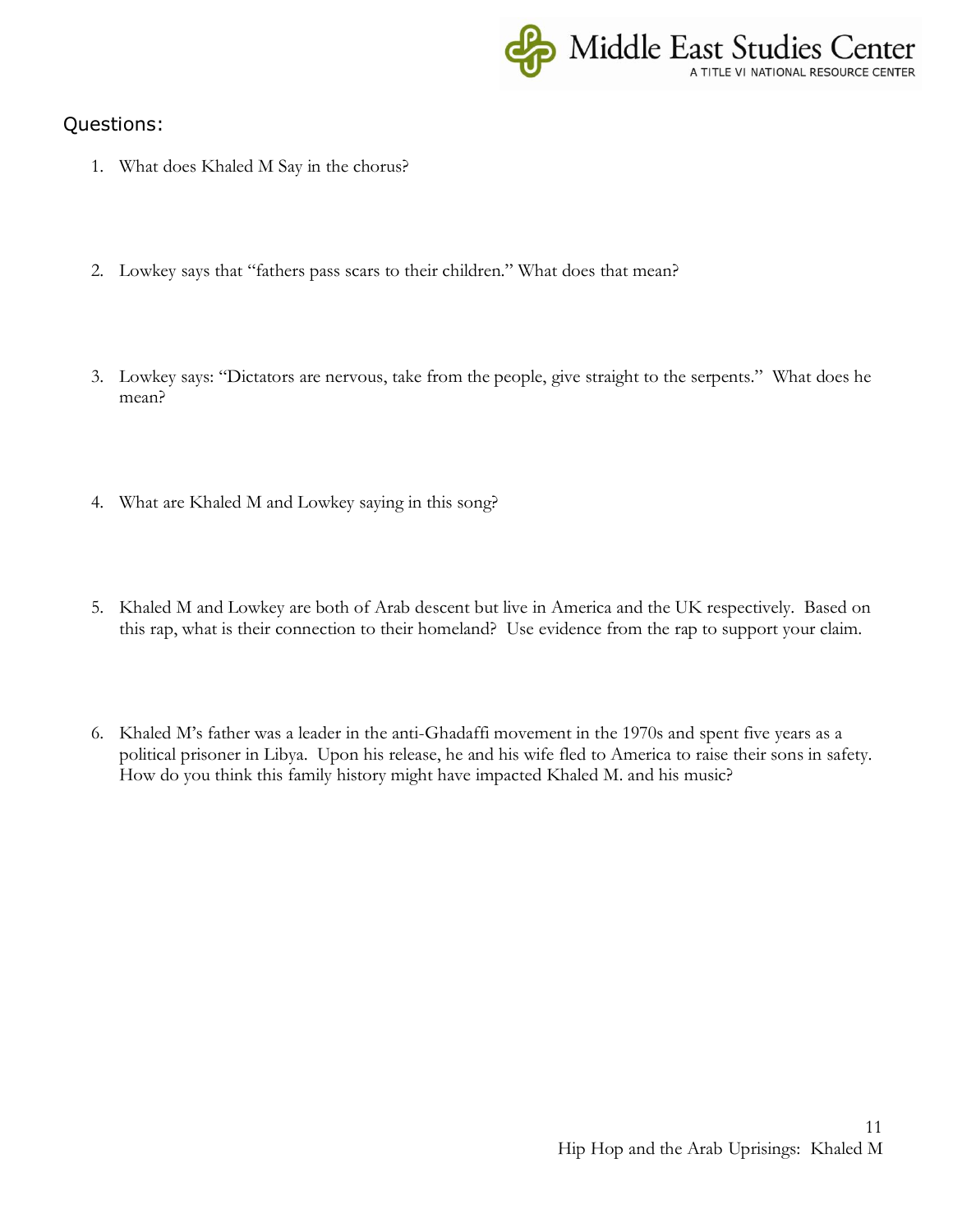## Questions:

1. What does Khaled M Say in the chorus?

2. Lowkey says that "fathers pass scars to their children." What does that mean?

3. Lowkey says: "Dictators are nervous, take from the people, give straight to the serpents." What does he mean?

4. What are Khaled M and Lowkey saying in this song?

5. Khaled M and Lowkey are both of Arab descent but live in America and the UK respectively. Based on this rap, what is their connection to their homeland? Use evidence from the rap to support your claim.

6. Khaled M's father was a leader in the anti-Ghadaffi movement in the 1970s and spent five years as a political prisoner in Libya. Upon his release, he and his wife fled to America to raise their sons in safety. How do you think this family history might have impacted Khaled M. and his music?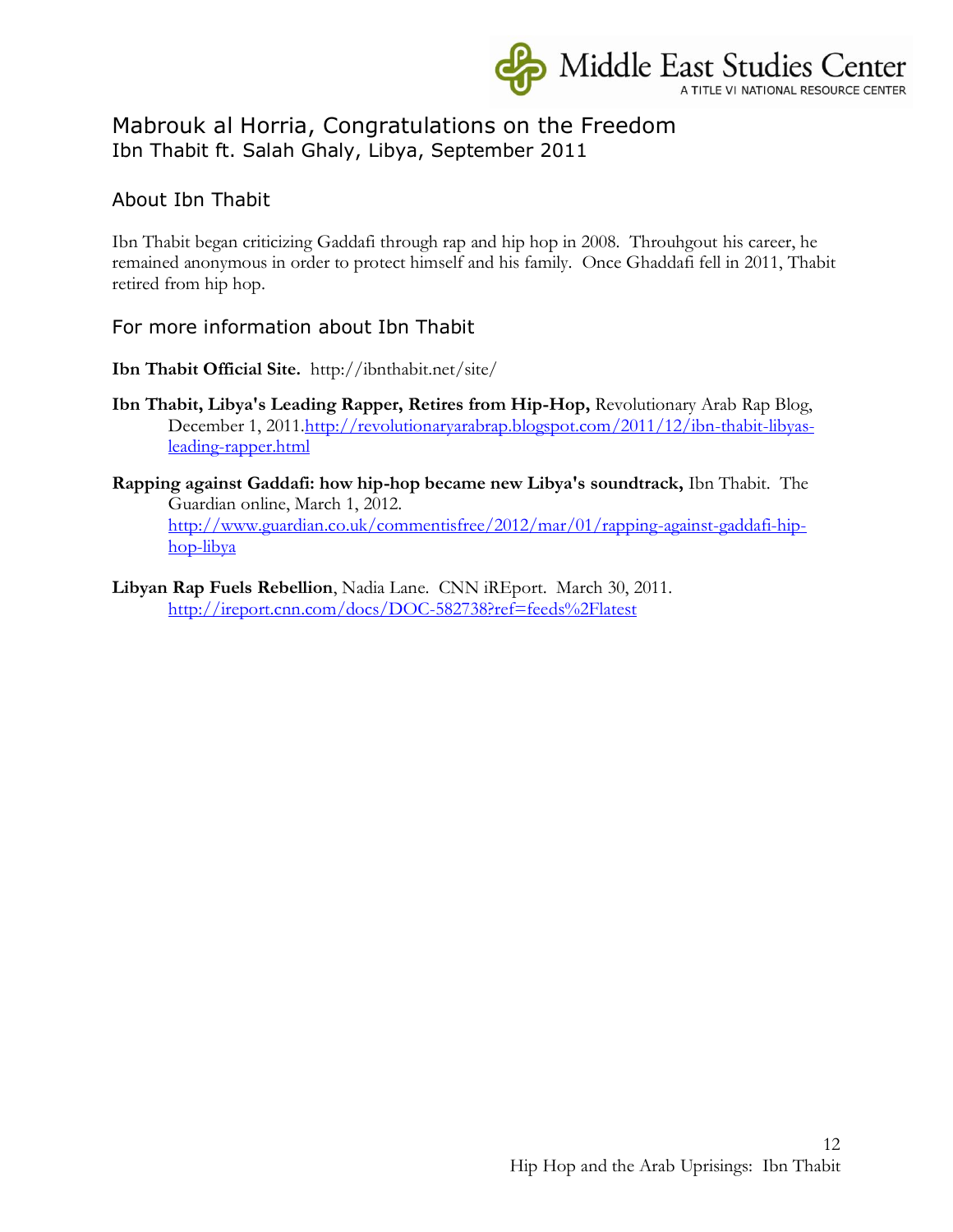# Mabrouk al Horria, Congratulations on the Freedom

Ibn Thabit ft. Salah Ghaly, Libya, September 2011

## About Ibn Thabit

Ibn Thabit began criticizing Gaddafi through rap and hip hop in 2008. Throuhgout his career, he remained anonymous in order to protect himself and his family. Once Ghaddafi fell in 2011, Thabit retired from hip hop.

## For more information about Ibn Thabit

**Ibn Thabit Official Site.** http://ibnthabit.net/site/

**Ibn Thabit, Libya's Leading Rapper, Retires from Hip-Hop,** Revolutionary Arab Rap Blog, December 1, 2011.http://revolutionaryarabrap.blogspot.com/2011/12/ibn-thabit-libyas-leading-rapper.html

**Rapping against Gaddafi: how hip-hop became new Libya's soundtrack,** Ibn Thabit. The Guardian online, March 1, 2012. http://www.guardian.co.uk/commentisfree/2012/mar/01/rapping-against-gaddafi-hip-hop-libya

**Libyan Rap Fuels Rebellion**, Nadia Lane. CNN iREport. March 30, 2011. http://ireport.cnn.com/docs/DOC-582738?ref=feeds%2Flatest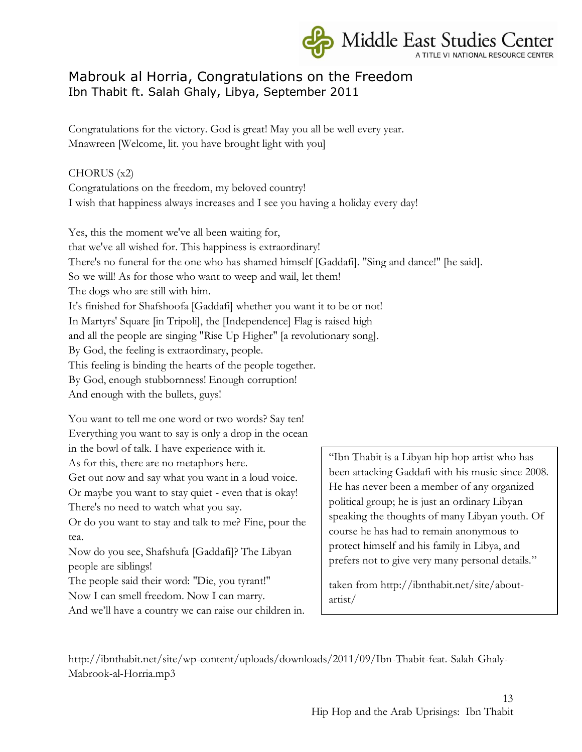# Mabrouk al Horria, Congratulations on the Freedom

## Ibn Thabit ft. Salah Ghaly, Libya, September 2011

Congratulations for the victory. God is great! May you all be well every year.
Mnawreen [Welcome, lit. you have brought light with you]

CHORUS (x2)
Congratulations on the freedom, my beloved country!
I wish that happiness always increases and I see you having a holiday every day!

Yes, this the moment we've all been waiting for,
that we've all wished for. This happiness is extraordinary!
There's no funeral for the one who has shamed himself [Gaddafi]. "Sing and dance!" [he said].
So we will! As for those who want to weep and wail, let them!
The dogs who are still with him.
It's finished for Shafshoofa [Gaddafi] whether you want it to be or not!
In Martyrs' Square [in Tripoli], the [Independence] Flag is raised high
and all the people are singing "Rise Up Higher" [a revolutionary song].
By God, the feeling is extraordinary, people.
This feeling is binding the hearts of the people together.
By God, enough stubbornness! Enough corruption!
And enough with the bullets, guys!

You want to tell me one word or two words? Say ten!
Everything you want to say is only a drop in the ocean
in the bowl of talk. I have experience with it.
As for this, there are no metaphors here.
Get out now and say what you want in a loud voice.
Or maybe you want to stay quiet - even that is okay!
There's no need to watch what you say.
Or do you want to stay and talk to me? Fine, pour the tea.
Now do you see, Shafshufa [Gaddafi]? The Libyan people are siblings!
The people said their word: "Die, you tyrant!"
Now I can smell freedom. Now I can marry.
And we'll have a country we can raise our children in.

> "Ibn Thabit is a Libyan hip hop artist who has been attacking Gaddafi with his music since 2008. He has never been a member of any organized political group; he is just an ordinary Libyan speaking the thoughts of many Libyan youth. Of course he has had to remain anonymous to protect himself and his family in Libya, and prefers not to give very many personal details."
>
> taken from http://ibnthabit.net/site/about-artist/

http://ibnthabit.net/site/wp-content/uploads/downloads/2011/09/Ibn-Thabit-feat.-Salah-Ghaly-Mabrook-al-Horria.mp3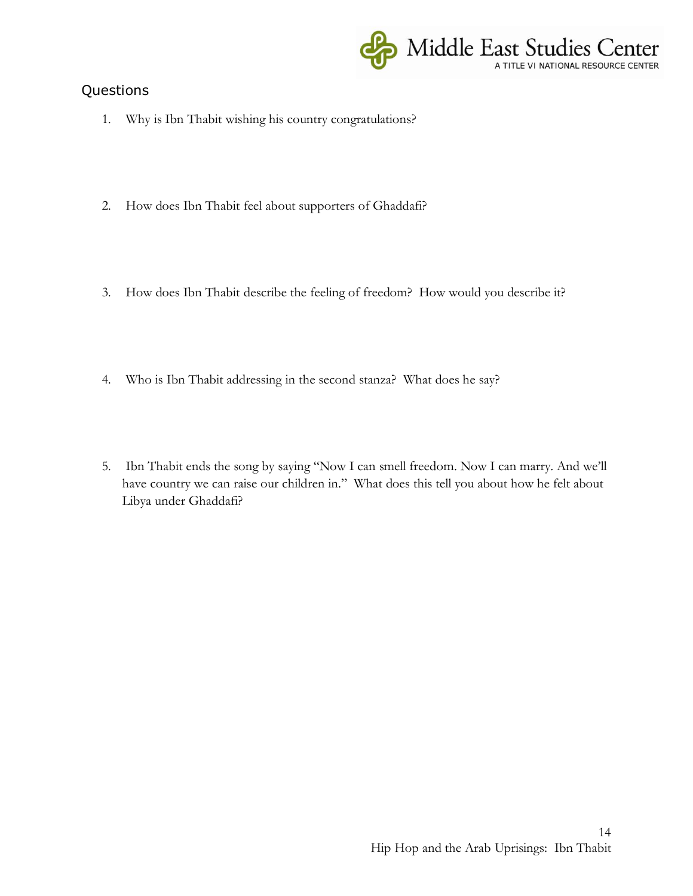## Questions

1. Why is Ibn Thabit wishing his country congratulations?

2. How does Ibn Thabit feel about supporters of Ghaddafi?

3. How does Ibn Thabit describe the feeling of freedom? How would you describe it?

4. Who is Ibn Thabit addressing in the second stanza? What does he say?

5. Ibn Thabit ends the song by saying "Now I can smell freedom. Now I can marry. And we'll have country we can raise our children in." What does this tell you about how he felt about Libya under Ghaddafi?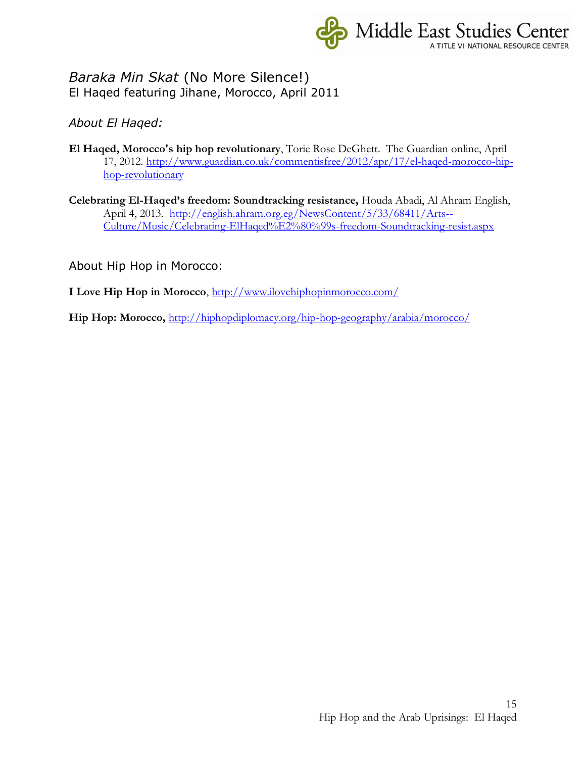*Baraka Min Skat* (No More Silence!)
El Haqed featuring Jihane, Morocco, April 2011

*About El Haqed:*

**El Haqed, Morocco's hip hop revolutionary**, Torie Rose DeGhett. The Guardian online, April 17, 2012. http://www.guardian.co.uk/commentisfree/2012/apr/17/el-haqed-morocco-hip-hop-revolutionary

**Celebrating El-Haqed's freedom: Soundtracking resistance,** Houda Abadi, Al Ahram English, April 4, 2013. http://english.ahram.org.eg/NewsContent/5/33/68411/Arts--Culture/Music/Celebrating-ElHaqed%E2%80%99s-freedom-Soundtracking-resist.aspx

About Hip Hop in Morocco:

**I Love Hip Hop in Morocco**, http://www.ilovehiphopinmorocco.com/

**Hip Hop: Morocco,** http://hiphopdiplomacy.org/hip-hop-geography/arabia/morocco/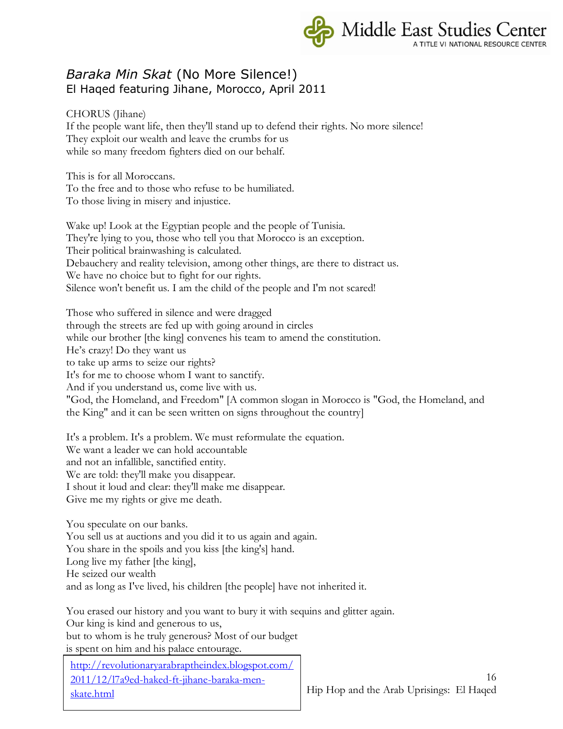## *Baraka Min Skat* (No More Silence!)

El Haqed featuring Jihane, Morocco, April 2011

CHORUS (Jihane)
If the people want life, then they'll stand up to defend their rights. No more silence!
They exploit our wealth and leave the crumbs for us
while so many freedom fighters died on our behalf.

This is for all Moroccans.
To the free and to those who refuse to be humiliated.
To those living in misery and injustice.

Wake up! Look at the Egyptian people and the people of Tunisia.
They're lying to you, those who tell you that Morocco is an exception.
Their political brainwashing is calculated.
Debauchery and reality television, among other things, are there to distract us.
We have no choice but to fight for our rights.
Silence won't benefit us. I am the child of the people and I'm not scared!

Those who suffered in silence and were dragged
through the streets are fed up with going around in circles
while our brother [the king] convenes his team to amend the constitution.
He's crazy! Do they want us
to take up arms to seize our rights?
It's for me to choose whom I want to sanctify.
And if you understand us, come live with us.
"God, the Homeland, and Freedom" [A common slogan in Morocco is "God, the Homeland, and the King" and it can be seen written on signs throughout the country]

It's a problem. It's a problem. We must reformulate the equation.
We want a leader we can hold accountable
and not an infallible, sanctified entity.
We are told: they'll make you disappear.
I shout it loud and clear: they'll make me disappear.
Give me my rights or give me death.

You speculate on our banks.
You sell us at auctions and you did it to us again and again.
You share in the spoils and you kiss [the king's] hand.
Long live my father [the king],
He seized our wealth
and as long as I've lived, his children [the people] have not inherited it.

You erased our history and you want to bury it with sequins and glitter again.
Our king is kind and generous to us,
but to whom is he truly generous? Most of our budget
is spent on him and his palace entourage.

http://revolutionaryarabraptheindex.blogspot.com/2011/12/l7a9ed-haked-ft-jihane-baraka-men-skate.html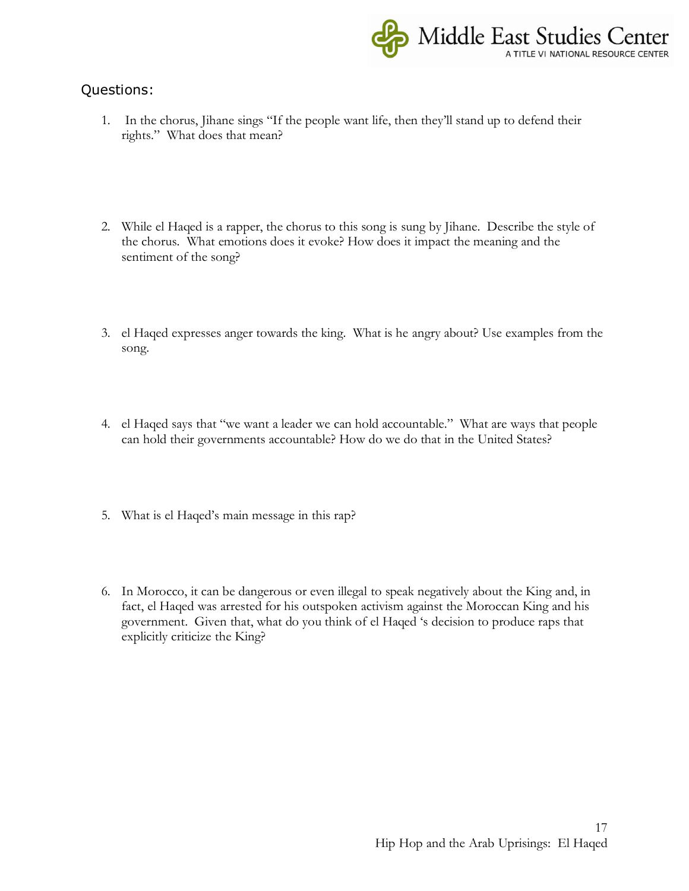## Questions:

1. In the chorus, Jihane sings "If the people want life, then they'll stand up to defend their rights." What does that mean?

2. While el Haqed is a rapper, the chorus to this song is sung by Jihane. Describe the style of the chorus. What emotions does it evoke? How does it impact the meaning and the sentiment of the song?

3. el Haqed expresses anger towards the king. What is he angry about? Use examples from the song.

4. el Haqed says that "we want a leader we can hold accountable." What are ways that people can hold their governments accountable? How do we do that in the United States?

5. What is el Haqed's main message in this rap?

6. In Morocco, it can be dangerous or even illegal to speak negatively about the King and, in fact, el Haqed was arrested for his outspoken activism against the Moroccan King and his government. Given that, what do you think of el Haqed 's decision to produce raps that explicitly criticize the King?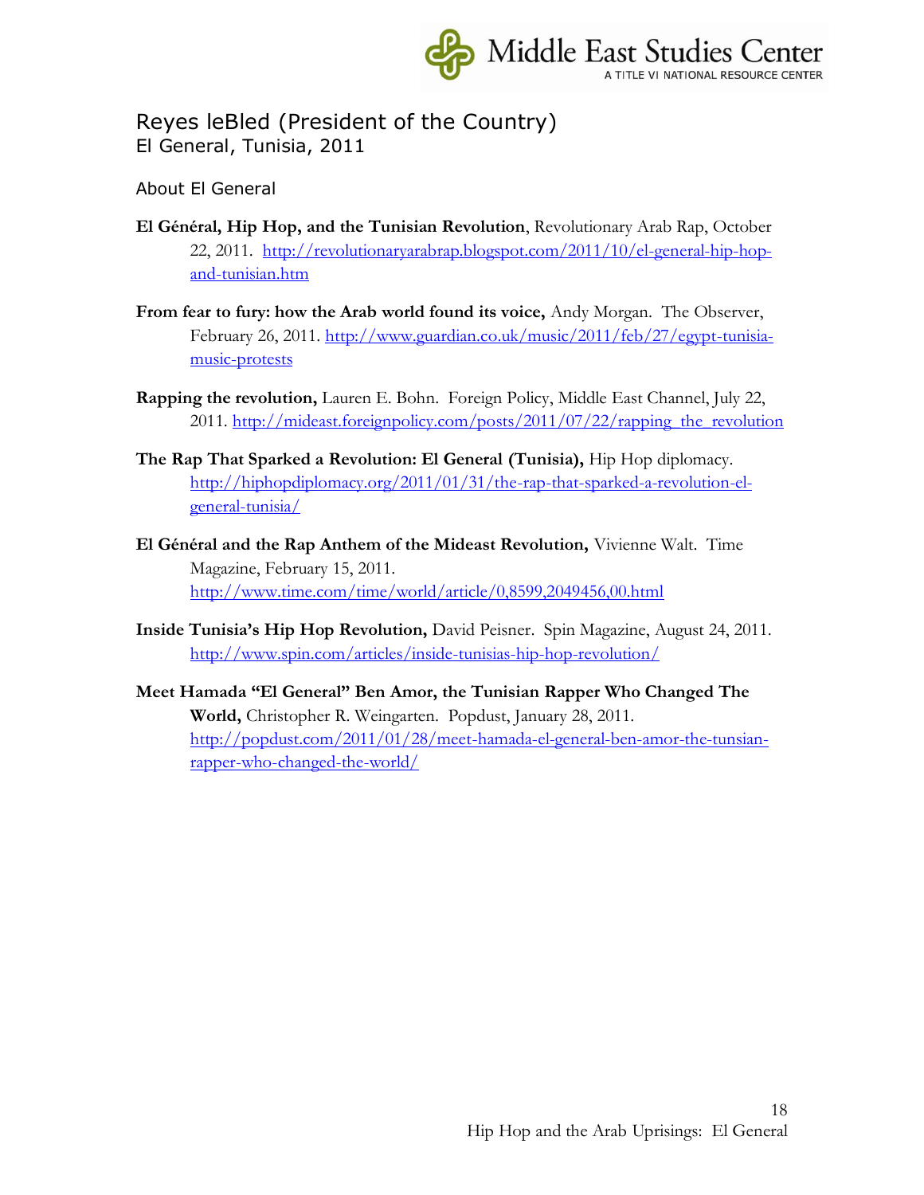## Reyes leBled (President of the Country)
### El General, Tunisia, 2011

About El General

**El Général, Hip Hop, and the Tunisian Revolution**, Revolutionary Arab Rap, October 22, 2011. http://revolutionaryarabrap.blogspot.com/2011/10/el-general-hip-hop-and-tunisian.htm

**From fear to fury: how the Arab world found its voice,** Andy Morgan. The Observer, February 26, 2011. http://www.guardian.co.uk/music/2011/feb/27/egypt-tunisia-music-protests

**Rapping the revolution,** Lauren E. Bohn. Foreign Policy, Middle East Channel, July 22, 2011. http://mideast.foreignpolicy.com/posts/2011/07/22/rapping_the_revolution

**The Rap That Sparked a Revolution: El General (Tunisia),** Hip Hop diplomacy. http://hiphopdiplomacy.org/2011/01/31/the-rap-that-sparked-a-revolution-el-general-tunisia/

**El Général and the Rap Anthem of the Mideast Revolution,** Vivienne Walt. Time Magazine, February 15, 2011. http://www.time.com/time/world/article/0,8599,2049456,00.html

**Inside Tunisia's Hip Hop Revolution,** David Peisner. Spin Magazine, August 24, 2011. http://www.spin.com/articles/inside-tunisias-hip-hop-revolution/

**Meet Hamada "El General" Ben Amor, the Tunisian Rapper Who Changed The World,** Christopher R. Weingarten. Popdust, January 28, 2011. http://popdust.com/2011/01/28/meet-hamada-el-general-ben-amor-the-tunsian-rapper-who-changed-the-world/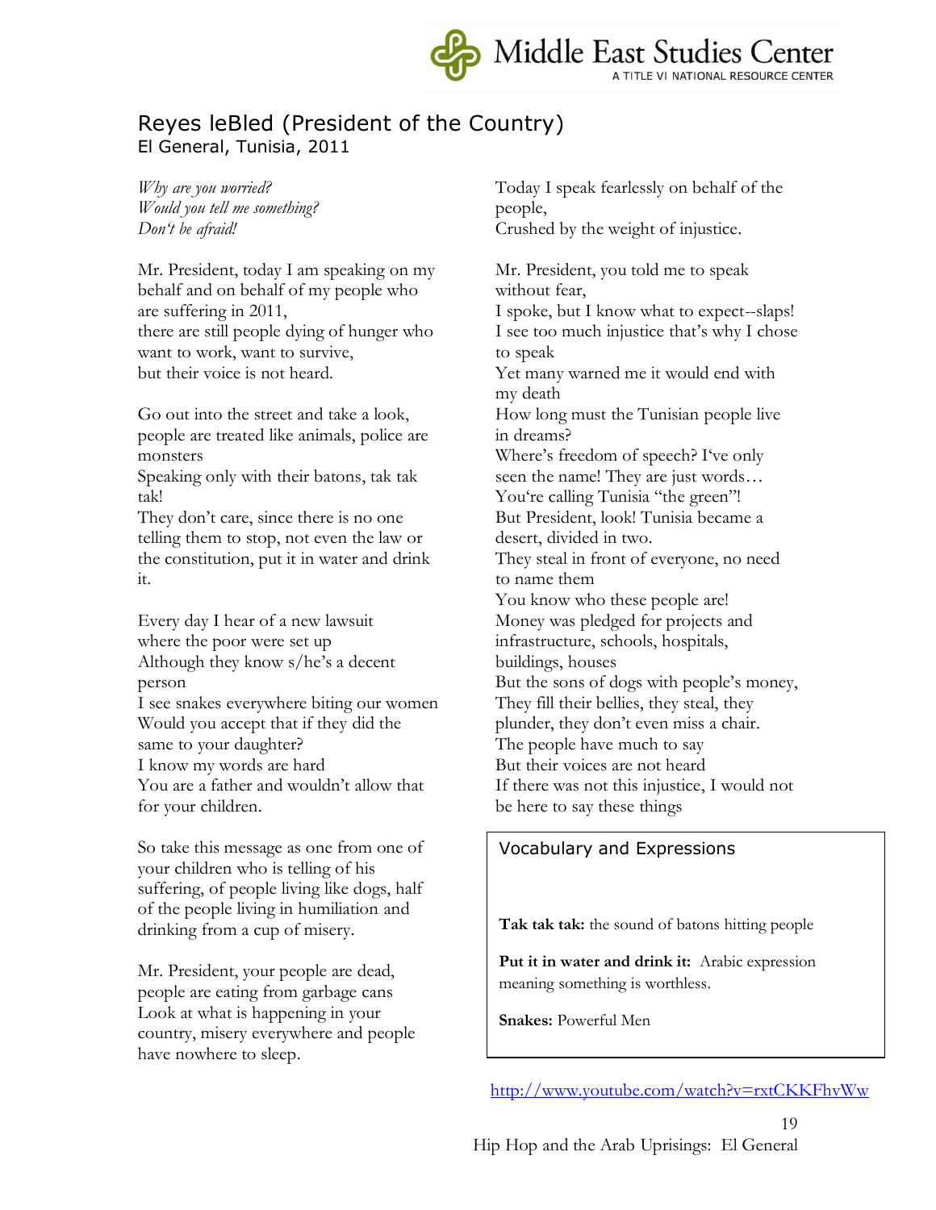## Reyes leBled (President of the Country)

El General, Tunisia, 2011

*Why are you worried?*
*Would you tell me something?*
*Don't be afraid!*

Mr. President, today I am speaking on my behalf and on behalf of my people who are suffering in 2011,
there are still people dying of hunger who want to work, want to survive,
but their voice is not heard.

Go out into the street and take a look,
people are treated like animals, police are monsters
Speaking only with their batons, tak tak tak!
They don't care, since there is no one telling them to stop, not even the law or the constitution, put it in water and drink it.

Every day I hear of a new lawsuit
where the poor were set up
Although they know s/he's a decent person
I see snakes everywhere biting our women
Would you accept that if they did the same to your daughter?
I know my words are hard
You are a father and wouldn't allow that for your children.

So take this message as one from one of your children who is telling of his suffering, of people living like dogs, half of the people living in humiliation and drinking from a cup of misery.

Mr. President, your people are dead,
people are eating from garbage cans
Look at what is happening in your country, misery everywhere and people have nowhere to sleep.

Today I speak fearlessly on behalf of the people,
Crushed by the weight of injustice.

Mr. President, you told me to speak without fear,
I spoke, but I know what to expect--slaps!
I see too much injustice that's why I chose to speak
Yet many warned me it would end with my death
How long must the Tunisian people live in dreams?
Where's freedom of speech? I've only seen the name! They are just words…
You're calling Tunisia "the green"!
But President, look! Tunisia became a desert, divided in two.
They steal in front of everyone, no need to name them
You know who these people are!
Money was pledged for projects and infrastructure, schools, hospitals, buildings, houses
But the sons of dogs with people's money,
They fill their bellies, they steal, they plunder, they don't even miss a chair.
The people have much to say
But their voices are not heard
If there was not this injustice, I would not be here to say these things

### Vocabulary and Expressions

**Tak tak tak:** the sound of batons hitting people

**Put it in water and drink it:** Arabic expression meaning something is worthless.

**Snakes:** Powerful Men

http://www.youtube.com/watch?v=rxtCKKFhvWw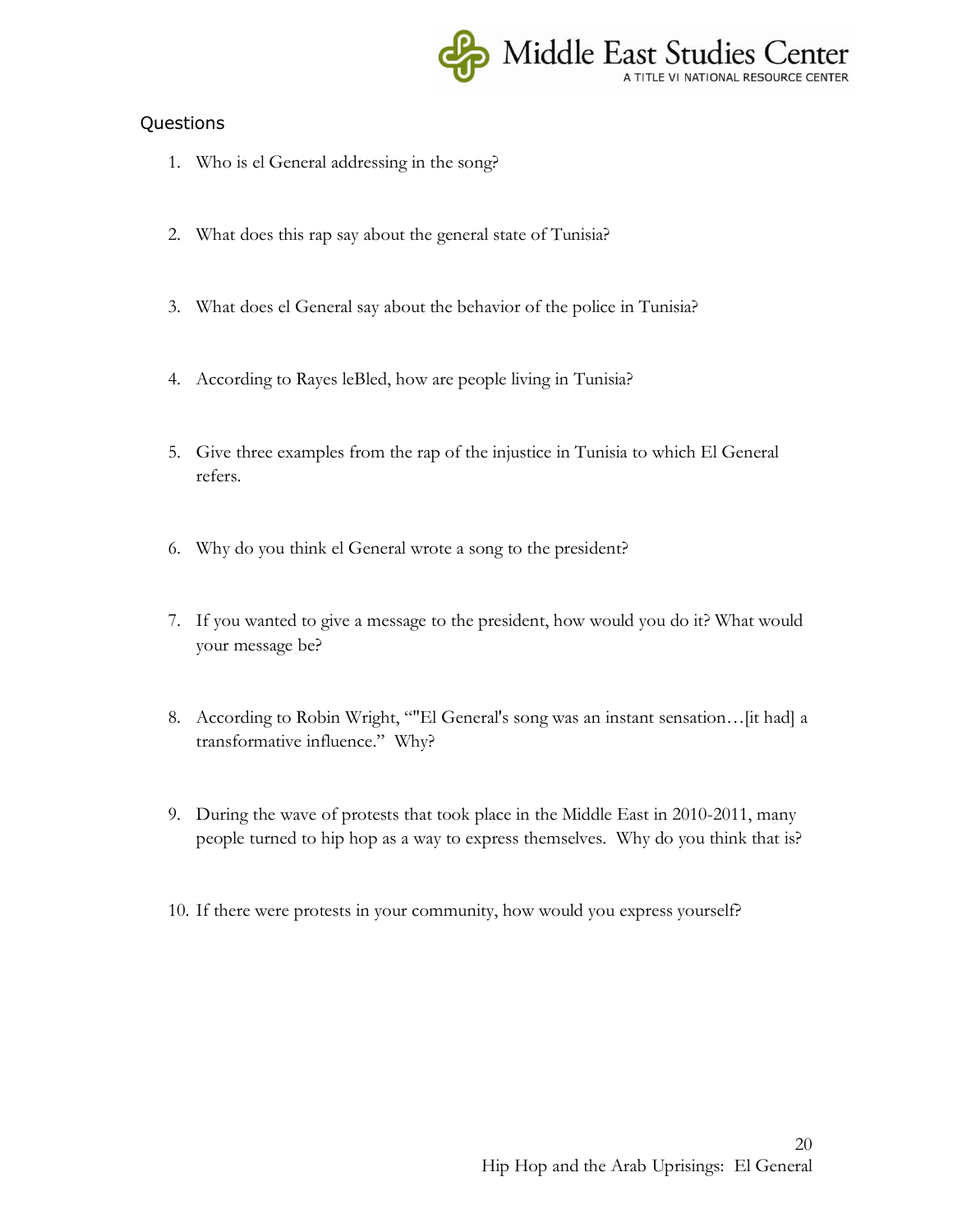Questions

1. Who is el General addressing in the song?

2. What does this rap say about the general state of Tunisia?

3. What does el General say about the behavior of the police in Tunisia?

4. According to Rayes leBled, how are people living in Tunisia?

5. Give three examples from the rap of the injustice in Tunisia to which El General refers.

6. Why do you think el General wrote a song to the president?

7. If you wanted to give a message to the president, how would you do it? What would your message be?

8. According to Robin Wright, “"El General's song was an instant sensation…[it had] a transformative influence.” Why?

9. During the wave of protests that took place in the Middle East in 2010-2011, many people turned to hip hop as a way to express themselves. Why do you think that is?

10. If there were protests in your community, how would you express yourself?